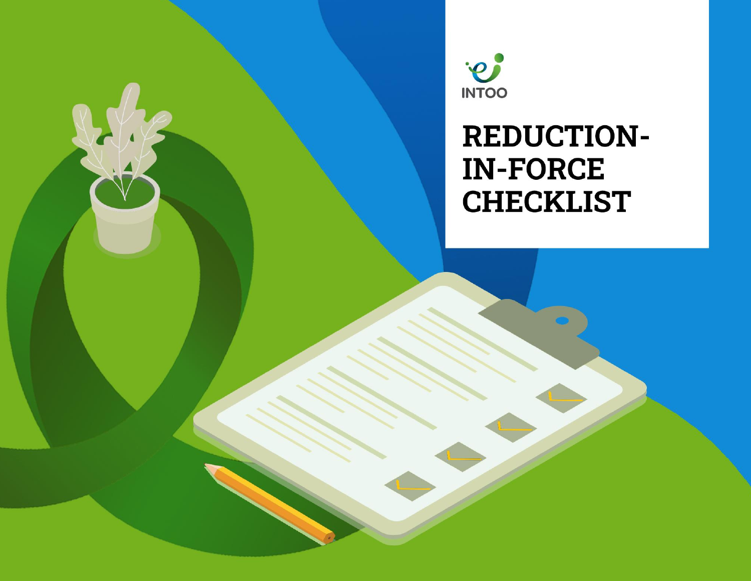INTOO

# REDUCTION-IN-FORCE CHECKLIST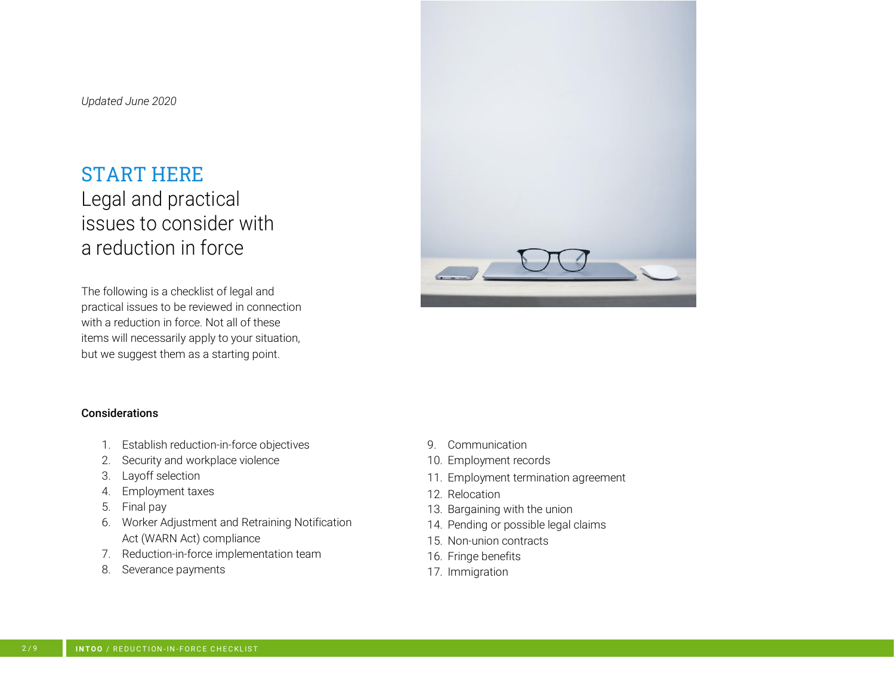*Updated June 2020*

# START HERE

## Legal and practical issues to consider with a reduction in force

The following is a checklist of legal and practical issues to be reviewed in connection with a reduction in force. Not all of these items will necessarily apply to your situation, but we suggest them as a starting point.

**Considerations**

1. Establish reduction-in-force objectives
2. Security and workplace violence
3. Layoff selection
4. Employment taxes
5. Final pay
6. Worker Adjustment and Retraining Notification Act (WARN Act) compliance
7. Reduction-in-force implementation team
8. Severance payments
9. Communication
10. Employment records
11. Employment termination agreement
12. Relocation
13. Bargaining with the union
14. Pending or possible legal claims
15. Non-union contracts
16. Fringe benefits
17. Immigration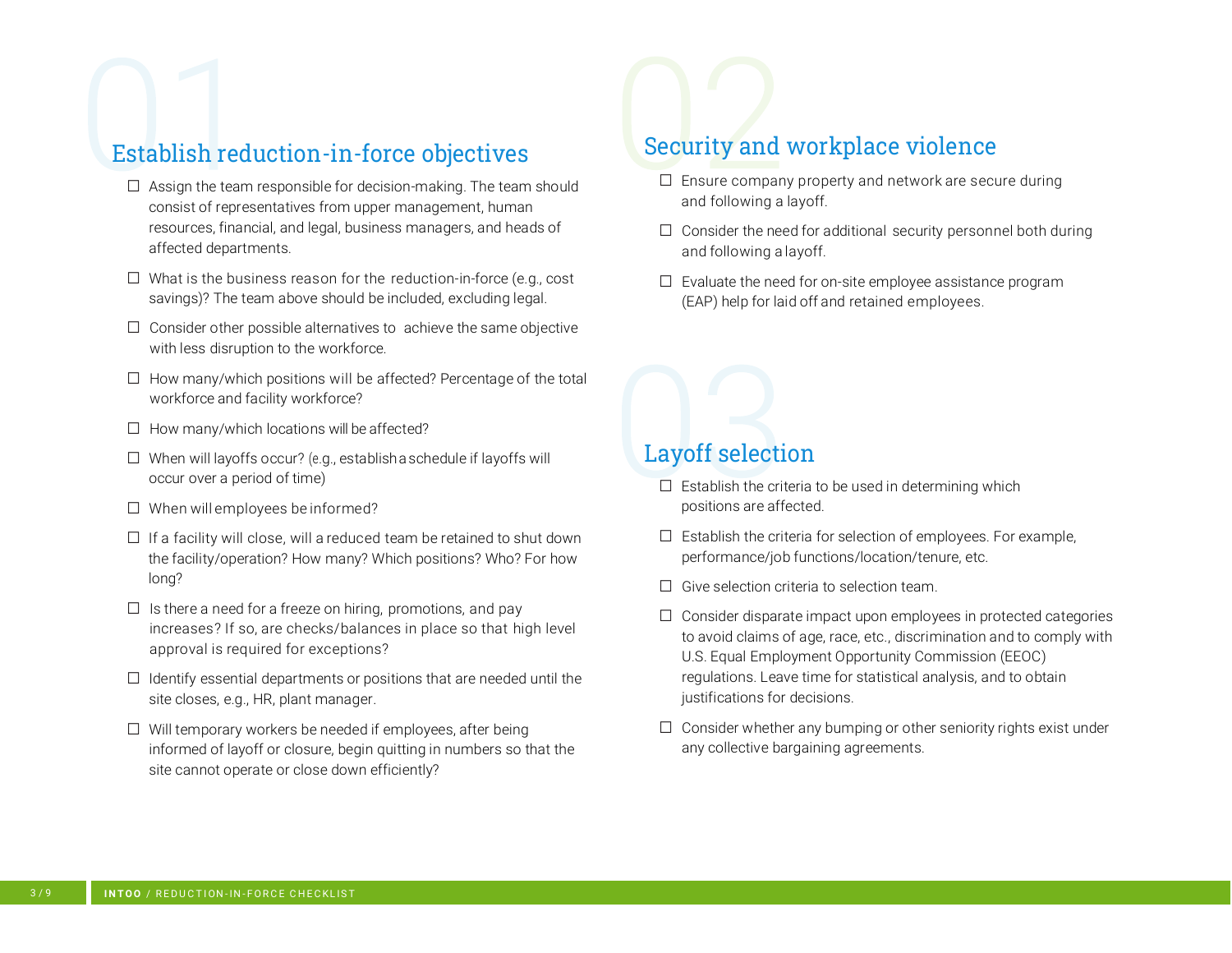## 01 Establish reduction-in-force objectives

- ☐ Assign the team responsible for decision-making. The team should consist of representatives from upper management, human resources, financial, and legal, business managers, and heads of affected departments.
- ☐ What is the business reason for the reduction-in-force (e.g., cost savings)? The team above should be included, excluding legal.
- ☐ Consider other possible alternatives to achieve the same objective with less disruption to the workforce.
- ☐ How many/which positions will be affected? Percentage of the total workforce and facility workforce?
- ☐ How many/which locations will be affected?
- ☐ When will layoffs occur? (e.g., establish a schedule if layoffs will occur over a period of time)
- ☐ When will employees be informed?
- ☐ If a facility will close, will a reduced team be retained to shut down the facility/operation? How many? Which positions? Who? For how long?
- ☐ Is there a need for a freeze on hiring, promotions, and pay increases? If so, are checks/balances in place so that high level approval is required for exceptions?
- ☐ Identify essential departments or positions that are needed until the site closes, e.g., HR, plant manager.
- ☐ Will temporary workers be needed if employees, after being informed of layoff or closure, begin quitting in numbers so that the site cannot operate or close down efficiently?

## 02 Security and workplace violence

- ☐ Ensure company property and network are secure during and following a layoff.
- ☐ Consider the need for additional security personnel both during and following a layoff.
- ☐ Evaluate the need for on-site employee assistance program (EAP) help for laid off and retained employees.

## 03 Layoff selection

- ☐ Establish the criteria to be used in determining which positions are affected.
- ☐ Establish the criteria for selection of employees. For example, performance/job functions/location/tenure, etc.
- ☐ Give selection criteria to selection team.
- ☐ Consider disparate impact upon employees in protected categories to avoid claims of age, race, etc., discrimination and to comply with U.S. Equal Employment Opportunity Commission (EEOC) regulations. Leave time for statistical analysis, and to obtain justifications for decisions.
- ☐ Consider whether any bumping or other seniority rights exist under any collective bargaining agreements.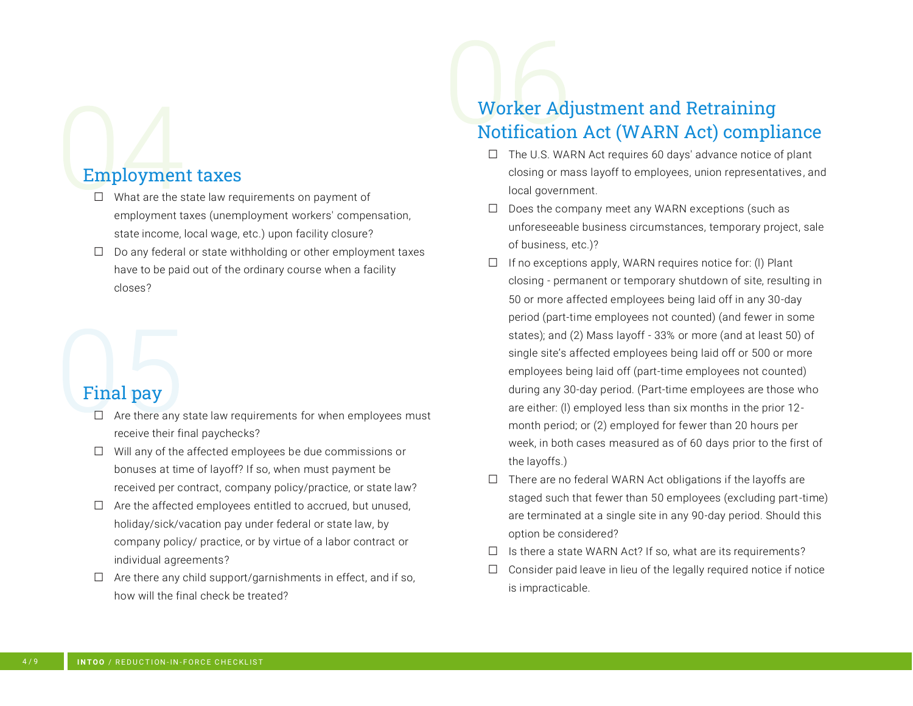## 04 Employment taxes

- ☐ What are the state law requirements on payment of employment taxes (unemployment workers' compensation, state income, local wage, etc.) upon facility closure?
- ☐ Do any federal or state withholding or other employment taxes have to be paid out of the ordinary course when a facility closes?

## 05 Final pay

- ☐ Are there any state law requirements for when employees must receive their final paychecks?
- ☐ Will any of the affected employees be due commissions or bonuses at time of layoff? If so, when must payment be received per contract, company policy/practice, or state law?
- ☐ Are the affected employees entitled to accrued, but unused, holiday/sick/vacation pay under federal or state law, by company policy/ practice, or by virtue of a labor contract or individual agreements?
- ☐ Are there any child support/garnishments in effect, and if so, how will the final check be treated?

## 06 Worker Adjustment and Retraining Notification Act (WARN Act) compliance

- ☐ The U.S. WARN Act requires 60 days' advance notice of plant closing or mass layoff to employees, union representatives, and local government.
- ☐ Does the company meet any WARN exceptions (such as unforeseeable business circumstances, temporary project, sale of business, etc.)?
- ☐ If no exceptions apply, WARN requires notice for: (l) Plant closing - permanent or temporary shutdown of site, resulting in 50 or more affected employees being laid off in any 30-day period (part-time employees not counted) (and fewer in some states); and (2) Mass layoff - 33% or more (and at least 50) of single site's affected employees being laid off or 500 or more employees being laid off (part-time employees not counted) during any 30-day period. (Part-time employees are those who are either: (l) employed less than six months in the prior 12-month period; or (2) employed for fewer than 20 hours per week, in both cases measured as of 60 days prior to the first of the layoffs.)
- ☐ There are no federal WARN Act obligations if the layoffs are staged such that fewer than 50 employees (excluding part-time) are terminated at a single site in any 90-day period. Should this option be considered?
- ☐ Is there a state WARN Act? If so, what are its requirements?
- ☐ Consider paid leave in lieu of the legally required notice if notice is impracticable.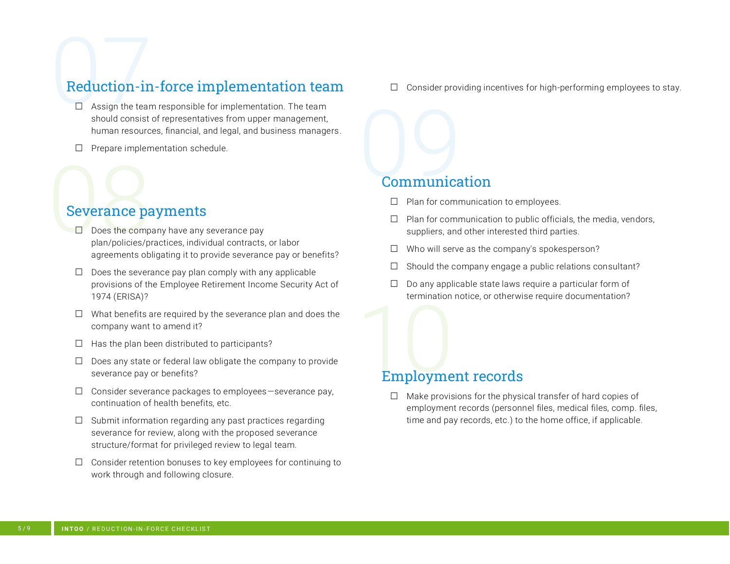## 07 Reduction-in-force implementation team

- ☐ Assign the team responsible for implementation. The team should consist of representatives from upper management, human resources, financial, and legal, and business managers.
- ☐ Prepare implementation schedule.

## 08 Severance payments

- ☐ Does the company have any severance pay plan/policies/practices, individual contracts, or labor agreements obligating it to provide severance pay or benefits?
- ☐ Does the severance pay plan comply with any applicable provisions of the Employee Retirement Income Security Act of 1974 (ERISA)?
- ☐ What benefits are required by the severance plan and does the company want to amend it?
- ☐ Has the plan been distributed to participants?
- ☐ Does any state or federal law obligate the company to provide severance pay or benefits?
- ☐ Consider severance packages to employees—severance pay, continuation of health benefits, etc.
- ☐ Submit information regarding any past practices regarding severance for review, along with the proposed severance structure/format for privileged review to legal team.
- ☐ Consider retention bonuses to key employees for continuing to work through and following closure.
- ☐ Consider providing incentives for high-performing employees to stay.

## 09 Communication

- ☐ Plan for communication to employees.
- ☐ Plan for communication to public officials, the media, vendors, suppliers, and other interested third parties.
- ☐ Who will serve as the company's spokesperson?
- ☐ Should the company engage a public relations consultant?
- ☐ Do any applicable state laws require a particular form of termination notice, or otherwise require documentation?

## 10 Employment records

- ☐ Make provisions for the physical transfer of hard copies of employment records (personnel files, medical files, comp. files, time and pay records, etc.) to the home office, if applicable.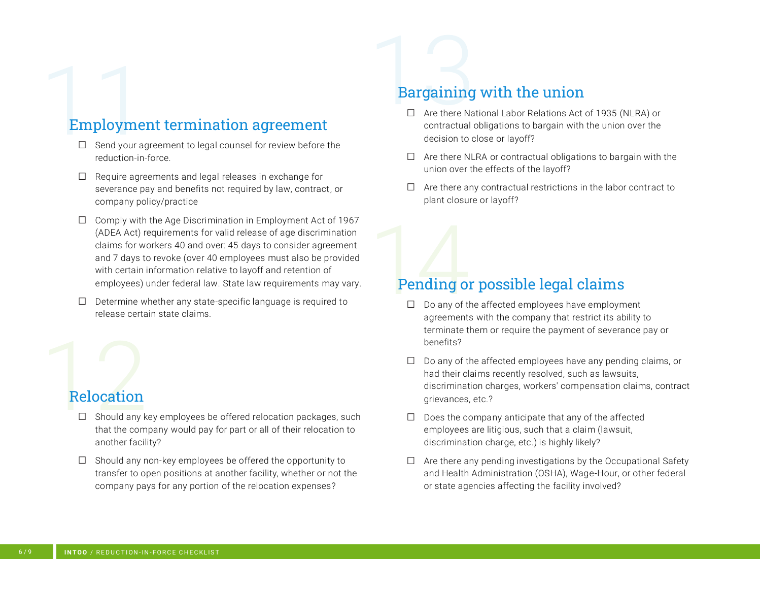## 11 Employment termination agreement

- ☐ Send your agreement to legal counsel for review before the reduction-in-force.
- ☐ Require agreements and legal releases in exchange for severance pay and benefits not required by law, contract, or company policy/practice
- ☐ Comply with the Age Discrimination in Employment Act of 1967 (ADEA Act) requirements for valid release of age discrimination claims for workers 40 and over: 45 days to consider agreement and 7 days to revoke (over 40 employees must also be provided with certain information relative to layoff and retention of employees) under federal law. State law requirements may vary.
- ☐ Determine whether any state-specific language is required to release certain state claims.

## 12 Relocation

- ☐ Should any key employees be offered relocation packages, such that the company would pay for part or all of their relocation to another facility?
- ☐ Should any non-key employees be offered the opportunity to transfer to open positions at another facility, whether or not the company pays for any portion of the relocation expenses?

## 13 Bargaining with the union

- ☐ Are there National Labor Relations Act of 1935 (NLRA) or contractual obligations to bargain with the union over the decision to close or layoff?
- ☐ Are there NLRA or contractual obligations to bargain with the union over the effects of the layoff?
- ☐ Are there any contractual restrictions in the labor contract to plant closure or layoff?

## 14 Pending or possible legal claims

- ☐ Do any of the affected employees have employment agreements with the company that restrict its ability to terminate them or require the payment of severance pay or benefits?
- ☐ Do any of the affected employees have any pending claims, or had their claims recently resolved, such as lawsuits, discrimination charges, workers' compensation claims, contract grievances, etc.?
- ☐ Does the company anticipate that any of the affected employees are litigious, such that a claim (lawsuit, discrimination charge, etc.) is highly likely?
- ☐ Are there any pending investigations by the Occupational Safety and Health Administration (OSHA), Wage-Hour, or other federal or state agencies affecting the facility involved?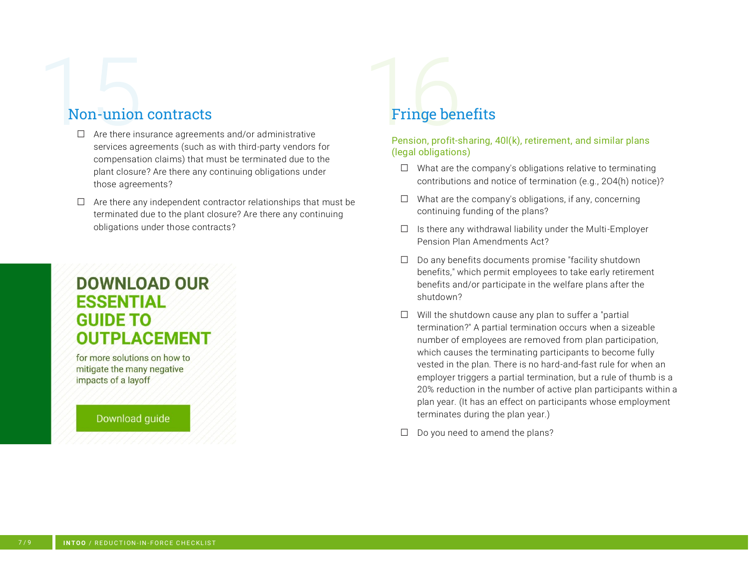## 15 Non-union contracts

- ☐ Are there insurance agreements and/or administrative services agreements (such as with third-party vendors for compensation claims) that must be terminated due to the plant closure? Are there any continuing obligations under those agreements?
- ☐ Are there any independent contractor relationships that must be terminated due to the plant closure? Are there any continuing obligations under those contracts?

**DOWNLOAD OUR ESSENTIAL GUIDE TO OUTPLACEMENT**

for more solutions on how to mitigate the many negative impacts of a layoff

Download guide

## 16 Fringe benefits

### Pension, profit-sharing, 40l(k), retirement, and similar plans (legal obligations)

- ☐ What are the company's obligations relative to terminating contributions and notice of termination (e.g., 2O4(h) notice)?
- ☐ What are the company's obligations, if any, concerning continuing funding of the plans?
- ☐ Is there any withdrawal liability under the Multi-Employer Pension Plan Amendments Act?
- ☐ Do any benefits documents promise "facility shutdown benefits," which permit employees to take early retirement benefits and/or participate in the welfare plans after the shutdown?
- ☐ Will the shutdown cause any plan to suffer a "partial termination?" A partial termination occurs when a sizeable number of employees are removed from plan participation, which causes the terminating participants to become fully vested in the plan. There is no hard-and-fast rule for when an employer triggers a partial termination, but a rule of thumb is a 20% reduction in the number of active plan participants within a plan year. (It has an effect on participants whose employment terminates during the plan year.)
- ☐ Do you need to amend the plans?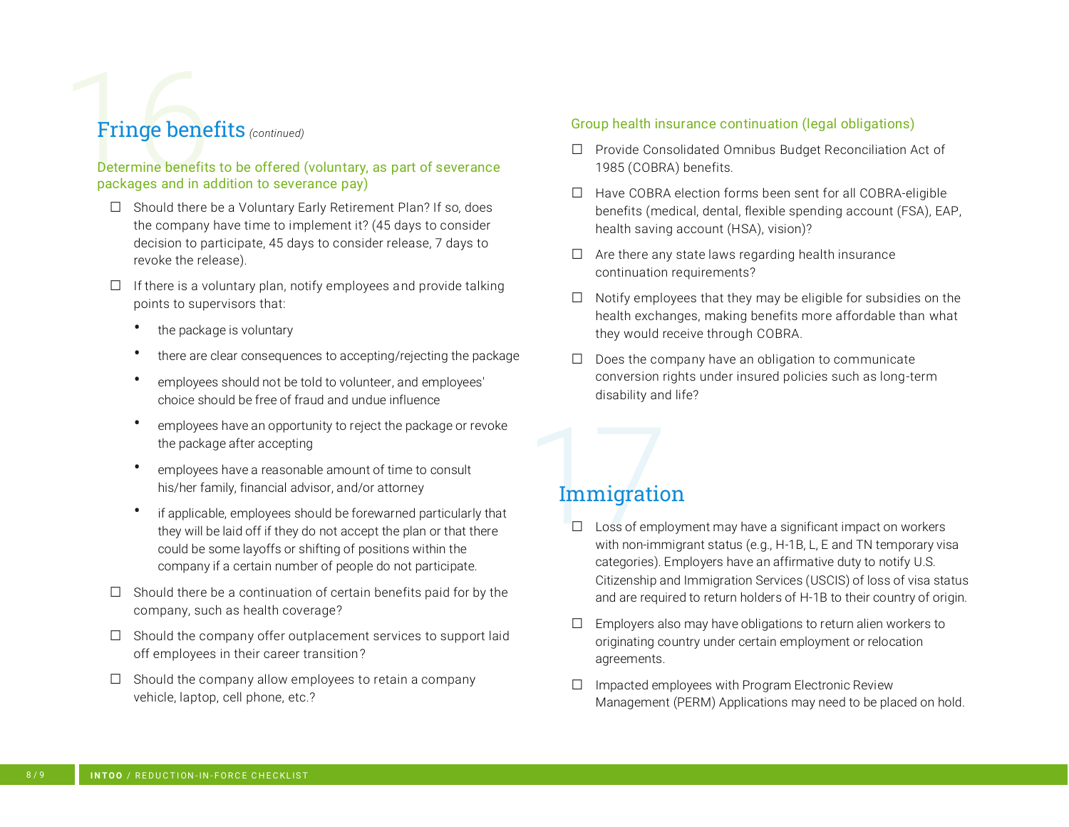## 16 Fringe benefits *(continued)*

### Determine benefits to be offered (voluntary, as part of severance packages and in addition to severance pay)

- ☐ Should there be a Voluntary Early Retirement Plan? If so, does the company have time to implement it? (45 days to consider decision to participate, 45 days to consider release, 7 days to revoke the release).
- ☐ If there is a voluntary plan, notify employees and provide talking points to supervisors that:
  - the package is voluntary
  - there are clear consequences to accepting/rejecting the package
  - employees should not be told to volunteer, and employees' choice should be free of fraud and undue influence
  - employees have an opportunity to reject the package or revoke the package after accepting
  - employees have a reasonable amount of time to consult his/her family, financial advisor, and/or attorney
  - if applicable, employees should be forewarned particularly that they will be laid off if they do not accept the plan or that there could be some layoffs or shifting of positions within the company if a certain number of people do not participate.
- ☐ Should there be a continuation of certain benefits paid for by the company, such as health coverage?
- ☐ Should the company offer outplacement services to support laid off employees in their career transition?
- ☐ Should the company allow employees to retain a company vehicle, laptop, cell phone, etc.?

### Group health insurance continuation (legal obligations)

- ☐ Provide Consolidated Omnibus Budget Reconciliation Act of 1985 (COBRA) benefits.
- ☐ Have COBRA election forms been sent for all COBRA-eligible benefits (medical, dental, flexible spending account (FSA), EAP, health saving account (HSA), vision)?
- ☐ Are there any state laws regarding health insurance continuation requirements?
- ☐ Notify employees that they may be eligible for subsidies on the health exchanges, making benefits more affordable than what they would receive through COBRA.
- ☐ Does the company have an obligation to communicate conversion rights under insured policies such as long-term disability and life?

## 17 Immigration

- ☐ Loss of employment may have a significant impact on workers with non-immigrant status (e.g., H-1B, L, E and TN temporary visa categories). Employers have an affirmative duty to notify U.S. Citizenship and Immigration Services (USCIS) of loss of visa status and are required to return holders of H-1B to their country of origin.
- ☐ Employers also may have obligations to return alien workers to originating country under certain employment or relocation agreements.
- ☐ Impacted employees with Program Electronic Review Management (PERM) Applications may need to be placed on hold.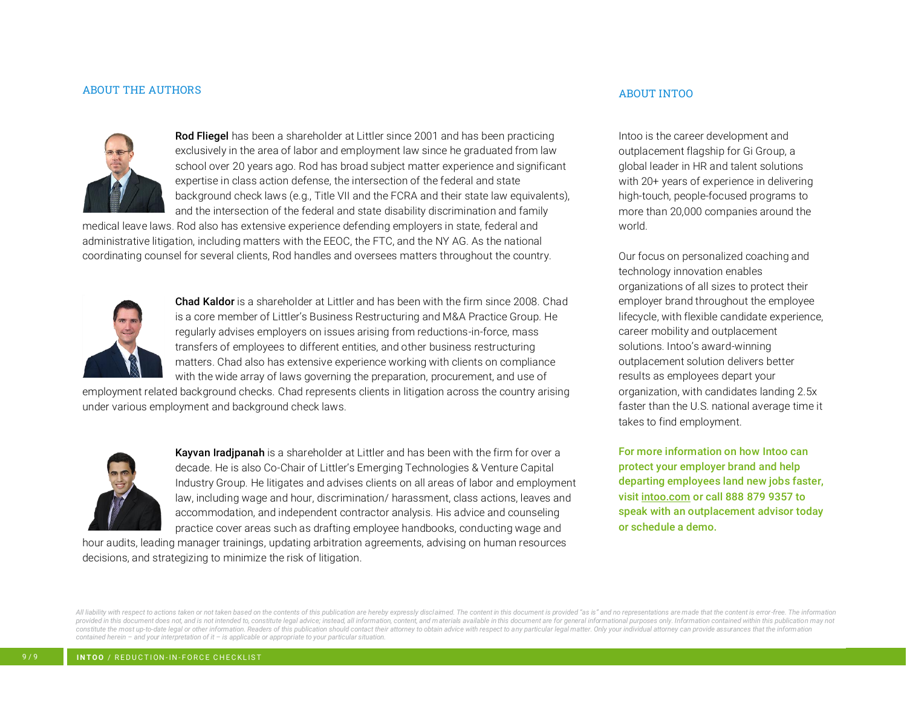## ABOUT THE AUTHORS

**Rod Fliegel** has been a shareholder at Littler since 2001 and has been practicing exclusively in the area of labor and employment law since he graduated from law school over 20 years ago. Rod has broad subject matter experience and significant expertise in class action defense, the intersection of the federal and state background check laws (e.g., Title VII and the FCRA and their state law equivalents), and the intersection of the federal and state disability discrimination and family medical leave laws. Rod also has extensive experience defending employers in state, federal and administrative litigation, including matters with the EEOC, the FTC, and the NY AG. As the national coordinating counsel for several clients, Rod handles and oversees matters throughout the country.

**Chad Kaldor** is a shareholder at Littler and has been with the firm since 2008. Chad is a core member of Littler's Business Restructuring and M&A Practice Group. He regularly advises employers on issues arising from reductions-in-force, mass transfers of employees to different entities, and other business restructuring matters. Chad also has extensive experience working with clients on compliance with the wide array of laws governing the preparation, procurement, and use of employment related background checks. Chad represents clients in litigation across the country arising under various employment and background check laws.

**Kayvan Iradjpanah** is a shareholder at Littler and has been with the firm for over a decade. He is also Co-Chair of Littler's Emerging Technologies & Venture Capital Industry Group. He litigates and advises clients on all areas of labor and employment law, including wage and hour, discrimination/ harassment, class actions, leaves and accommodation, and independent contractor analysis. His advice and counseling practice cover areas such as drafting employee handbooks, conducting wage and hour audits, leading manager trainings, updating arbitration agreements, advising on human resources decisions, and strategizing to minimize the risk of litigation.

## ABOUT INTOO

Intoo is the career development and outplacement flagship for Gi Group, a global leader in HR and talent solutions with 20+ years of experience in delivering high-touch, people-focused programs to more than 20,000 companies around the world.

Our focus on personalized coaching and technology innovation enables organizations of all sizes to protect their employer brand throughout the employee lifecycle, with flexible candidate experience, career mobility and outplacement solutions. Intoo's award-winning outplacement solution delivers better results as employees depart your organization, with candidates landing 2.5x faster than the U.S. national average time it takes to find employment.

**For more information on how Intoo can protect your employer brand and help departing employees land new jobs faster, visit intoo.com or call 888 879 9357 to speak with an outplacement advisor today or schedule a demo.**

*All liability with respect to actions taken or not taken based on the contents of this publication are hereby expressly disclaimed. The content in this document is provided "as is" and no representations are made that the content is error-free. The information provided in this document does not, and is not intended to, constitute legal advice; instead, all information, content, and materials available in this document are for general informational purposes only. Information contained within this publication may not constitute the most up-to-date legal or other information. Readers of this publication should contact their attorney to obtain advice with respect to any particular legal matter. Only your individual attorney can provide assurances that the information contained herein – and your interpretation of it – is applicable or appropriate to your particular situation.*